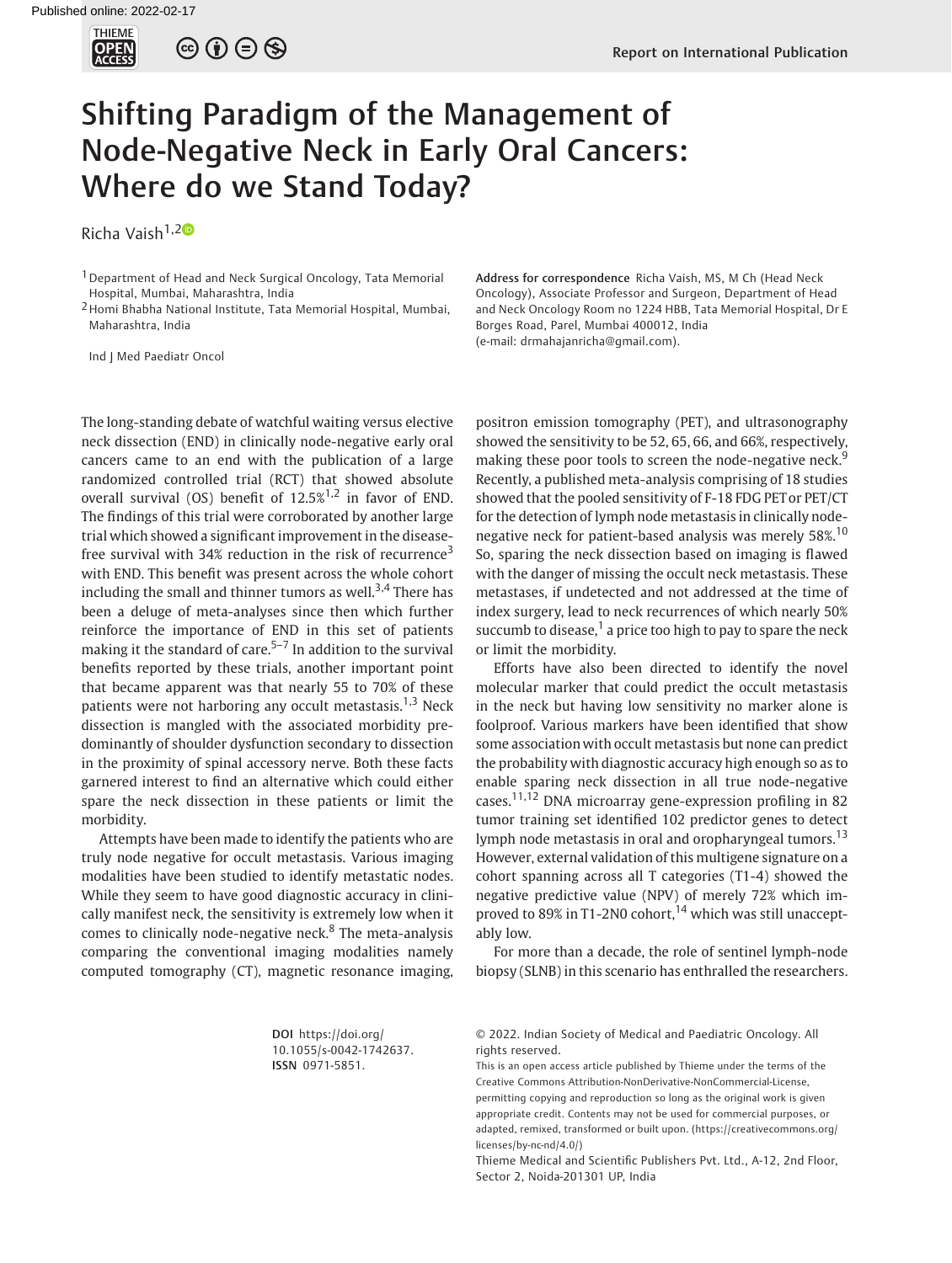Report on International Publication

# Shifting Paradigm of the Management of Node-Negative Neck in Early Oral Cancers: Where do we Stand Today?

Richa Vaish[1,2]

[1] Department of Head and Neck Surgical Oncology, Tata Memorial Hospital, Mumbai, Maharashtra, India

[2] Homi Bhabha National Institute, Tata Memorial Hospital, Mumbai, Maharashtra, India

Ind J Med Paediatr Oncol

**Address for correspondence** Richa Vaish, MS, M Ch (Head Neck Oncology), Associate Professor and Surgeon, Department of Head and Neck Oncology Room no 1224 HBB, Tata Memorial Hospital, Dr E Borges Road, Parel, Mumbai 400012, India (e-mail: drmahajanricha@gmail.com).

The long-standing debate of watchful waiting versus elective neck dissection (END) in clinically node-negative early oral cancers came to an end with the publication of a large randomized controlled trial (RCT) that showed absolute overall survival (OS) benefit of 12.5%[1,2] in favor of END. The findings of this trial were corroborated by another large trial which showed a significant improvement in the disease-free survival with 34% reduction in the risk of recurrence[3] with END. This benefit was present across the whole cohort including the small and thinner tumors as well.[3,4] There has been a deluge of meta-analyses since then which further reinforce the importance of END in this set of patients making it the standard of care.[5–7] In addition to the survival benefits reported by these trials, another important point that became apparent was that nearly 55 to 70% of these patients were not harboring any occult metastasis.[1,3] Neck dissection is mangled with the associated morbidity predominantly of shoulder dysfunction secondary to dissection in the proximity of spinal accessory nerve. Both these facts garnered interest to find an alternative which could either spare the neck dissection in these patients or limit the morbidity.

Attempts have been made to identify the patients who are truly node negative for occult metastasis. Various imaging modalities have been studied to identify metastatic nodes. While they seem to have good diagnostic accuracy in clinically manifest neck, the sensitivity is extremely low when it comes to clinically node-negative neck.[8] The meta-analysis comparing the conventional imaging modalities namely computed tomography (CT), magnetic resonance imaging, positron emission tomography (PET), and ultrasonography showed the sensitivity to be 52, 65, 66, and 66%, respectively, making these poor tools to screen the node-negative neck.[9] Recently, a published meta-analysis comprising of 18 studies showed that the pooled sensitivity of F-18 FDG PET or PET/CT for the detection of lymph node metastasis in clinically node-negative neck for patient-based analysis was merely 58%.[10] So, sparing the neck dissection based on imaging is flawed with the danger of missing the occult neck metastasis. These metastases, if undetected and not addressed at the time of index surgery, lead to neck recurrences of which nearly 50% succumb to disease,[1] a price too high to pay to spare the neck or limit the morbidity.

Efforts have also been directed to identify the novel molecular marker that could predict the occult metastasis in the neck but having low sensitivity no marker alone is foolproof. Various markers have been identified that show some association with occult metastasis but none can predict the probability with diagnostic accuracy high enough so as to enable sparing neck dissection in all true node-negative cases.[11,12] DNA microarray gene-expression profiling in 82 tumor training set identified 102 predictor genes to detect lymph node metastasis in oral and oropharyngeal tumors.[13] However, external validation of this multigene signature on a cohort spanning across all T categories (T1-4) showed the negative predictive value (NPV) of merely 72% which improved to 89% in T1-2N0 cohort,[14] which was still unacceptably low.

For more than a decade, the role of sentinel lymph-node biopsy (SLNB) in this scenario has enthralled the researchers.

**DOI** https://doi.org/10.1055/s-0042-1742637. **ISSN** 0971-5851.

© 2022. Indian Society of Medical and Paediatric Oncology. All rights reserved.

This is an open access article published by Thieme under the terms of the Creative Commons Attribution-NonDerivative-NonCommercial-License, permitting copying and reproduction so long as the original work is given appropriate credit. Contents may not be used for commercial purposes, or adapted, remixed, transformed or built upon. (https://creativecommons.org/licenses/by-nc-nd/4.0/)

Thieme Medical and Scientific Publishers Pvt. Ltd., A-12, 2nd Floor, Sector 2, Noida-201301 UP, India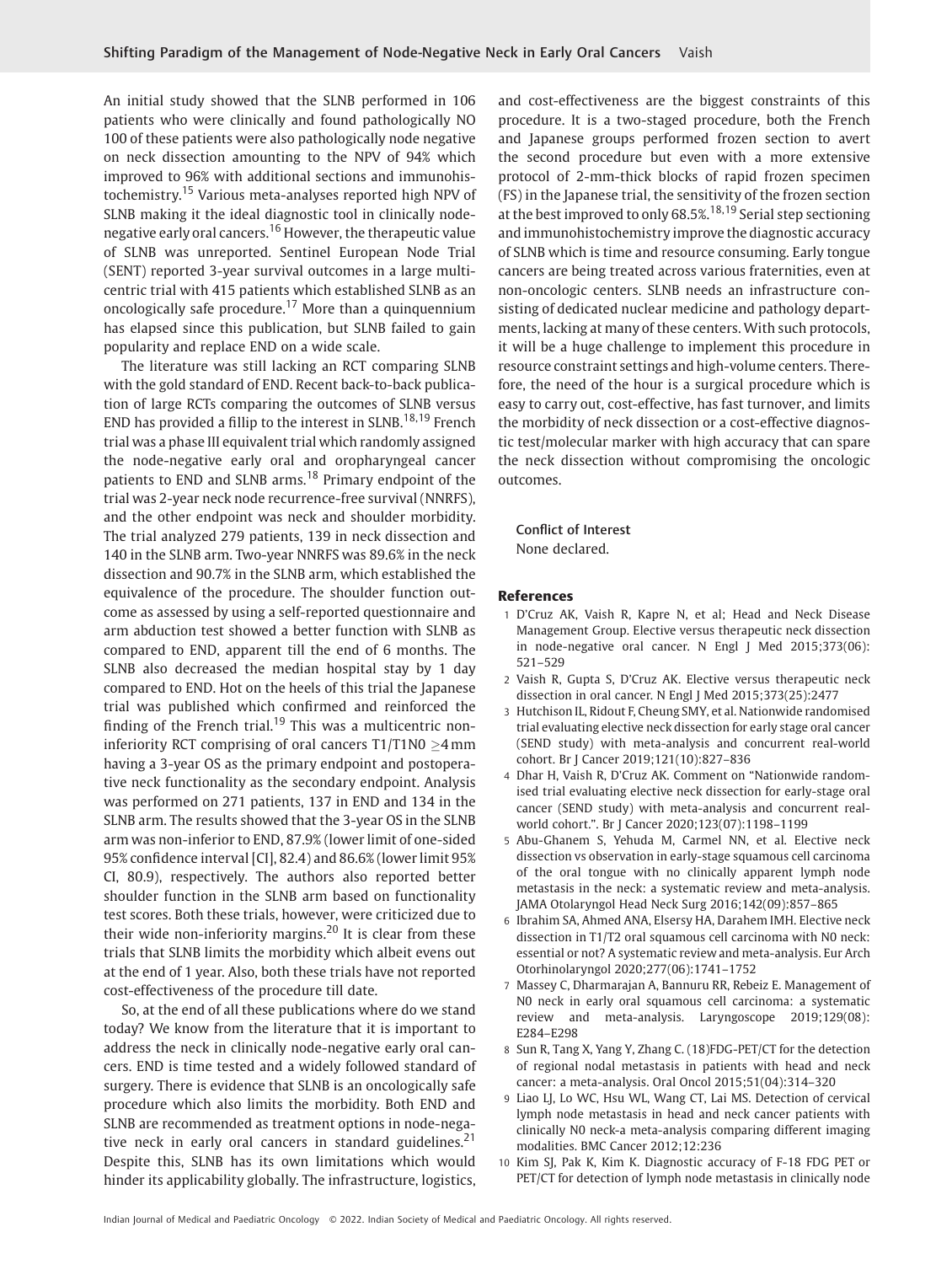An initial study showed that the SLNB performed in 106 patients who were clinically and found pathologically N0 100 of these patients were also pathologically node negative on neck dissection amounting to the NPV of 94% which improved to 96% with additional sections and immunohistochemistry.[15] Various meta-analyses reported high NPV of SLNB making it the ideal diagnostic tool in clinically node-negative early oral cancers.[16] However, the therapeutic value of SLNB was unreported. Sentinel European Node Trial (SENT) reported 3-year survival outcomes in a large multicentric trial with 415 patients which established SLNB as an oncologically safe procedure.[17] More than a quinquennium has elapsed since this publication, but SLNB failed to gain popularity and replace END on a wide scale.

The literature was still lacking an RCT comparing SLNB with the gold standard of END. Recent back-to-back publication of large RCTs comparing the outcomes of SLNB versus END has provided a fillip to the interest in SLNB.[18,19] French trial was a phase III equivalent trial which randomly assigned the node-negative early oral and oropharyngeal cancer patients to END and SLNB arms.[18] Primary endpoint of the trial was 2-year neck node recurrence-free survival (NNRFS), and the other endpoint was neck and shoulder morbidity. The trial analyzed 279 patients, 139 in neck dissection and 140 in the SLNB arm. Two-year NNRFS was 89.6% in the neck dissection and 90.7% in the SLNB arm, which established the equivalence of the procedure. The shoulder function outcome as assessed by using a self-reported questionnaire and arm abduction test showed a better function with SLNB as compared to END, apparent till the end of 6 months. The SLNB also decreased the median hospital stay by 1 day compared to END. Hot on the heels of this trial the Japanese trial was published which confirmed and reinforced the finding of the French trial.[19] This was a multicentric non-inferiority RCT comprising of oral cancers T1/T1N0 $\geq$4 mm having a 3-year OS as the primary endpoint and postoperative neck functionality as the secondary endpoint. Analysis was performed on 271 patients, 137 in END and 134 in the SLNB arm. The results showed that the 3-year OS in the SLNB arm was non-inferior to END, 87.9% (lower limit of one-sided 95% confidence interval [CI], 82.4) and 86.6% (lower limit 95% CI, 80.9), respectively. The authors also reported better shoulder function in the SLNB arm based on functionality test scores. Both these trials, however, were criticized due to their wide non-inferiority margins.[20] It is clear from these trials that SLNB limits the morbidity which albeit evens out at the end of 1 year. Also, both these trials have not reported cost-effectiveness of the procedure till date.

So, at the end of all these publications where do we stand today? We know from the literature that it is important to address the neck in clinically node-negative early oral cancers. END is time tested and a widely followed standard of surgery. There is evidence that SLNB is an oncologically safe procedure which also limits the morbidity. Both END and SLNB are recommended as treatment options in node-negative neck in early oral cancers in standard guidelines.[21] Despite this, SLNB has its own limitations which would hinder its applicability globally. The infrastructure, logistics, and cost-effectiveness are the biggest constraints of this procedure. It is a two-staged procedure, both the French and Japanese groups performed frozen section to avert the second procedure but even with a more extensive protocol of 2-mm-thick blocks of rapid frozen specimen (FS) in the Japanese trial, the sensitivity of the frozen section at the best improved to only 68.5%.[18,19] Serial step sectioning and immunohistochemistry improve the diagnostic accuracy of SLNB which is time and resource consuming. Early tongue cancers are being treated across various fraternities, even at non-oncologic centers. SLNB needs an infrastructure consisting of dedicated nuclear medicine and pathology departments, lacking at many of these centers. With such protocols, it will be a huge challenge to implement this procedure in resource constraint settings and high-volume centers. Therefore, the need of the hour is a surgical procedure which is easy to carry out, cost-effective, has fast turnover, and limits the morbidity of neck dissection or a cost-effective diagnostic test/molecular marker with high accuracy that can spare the neck dissection without compromising the oncologic outcomes.

**Conflict of Interest**
None declared.

## References

1. D'Cruz AK, Vaish R, Kapre N, et al; Head and Neck Disease Management Group. Elective versus therapeutic neck dissection in node-negative oral cancer. N Engl J Med 2015;373(06):521–529
2. Vaish R, Gupta S, D'Cruz AK. Elective versus therapeutic neck dissection in oral cancer. N Engl J Med 2015;373(25):2477
3. Hutchison IL, Ridout F, Cheung SMY, et al. Nationwide randomised trial evaluating elective neck dissection for early stage oral cancer (SEND study) with meta-analysis and concurrent real-world cohort. Br J Cancer 2019;121(10):827–836
4. Dhar H, Vaish R, D'Cruz AK. Comment on "Nationwide randomised trial evaluating elective neck dissection for early-stage oral cancer (SEND study) with meta-analysis and concurrent real-world cohort.". Br J Cancer 2020;123(07):1198–1199
5. Abu-Ghanem S, Yehuda M, Carmel NN, et al. Elective neck dissection vs observation in early-stage squamous cell carcinoma of the oral tongue with no clinically apparent lymph node metastasis in the neck: a systematic review and meta-analysis. JAMA Otolaryngol Head Neck Surg 2016;142(09):857–865
6. Ibrahim SA, Ahmed ANA, Elsersy HA, Darahem IMH. Elective neck dissection in T1/T2 oral squamous cell carcinoma with N0 neck: essential or not? A systematic review and meta-analysis. Eur Arch Otorhinolaryngol 2020;277(06):1741–1752
7. Massey C, Dharmarajan A, Bannuru RR, Rebeiz E. Management of N0 neck in early oral squamous cell carcinoma: a systematic review and meta-analysis. Laryngoscope 2019;129(08):E284–E298
8. Sun R, Tang X, Yang Y, Zhang C. (18)FDG-PET/CT for the detection of regional nodal metastasis in patients with head and neck cancer: a meta-analysis. Oral Oncol 2015;51(04):314–320
9. Liao LJ, Lo WC, Hsu WL, Wang CT, Lai MS. Detection of cervical lymph node metastasis in head and neck cancer patients with clinically N0 neck-a meta-analysis comparing different imaging modalities. BMC Cancer 2012;12:236
10. Kim SJ, Pak K, Kim K. Diagnostic accuracy of F-18 FDG PET or PET/CT for detection of lymph node metastasis in clinically node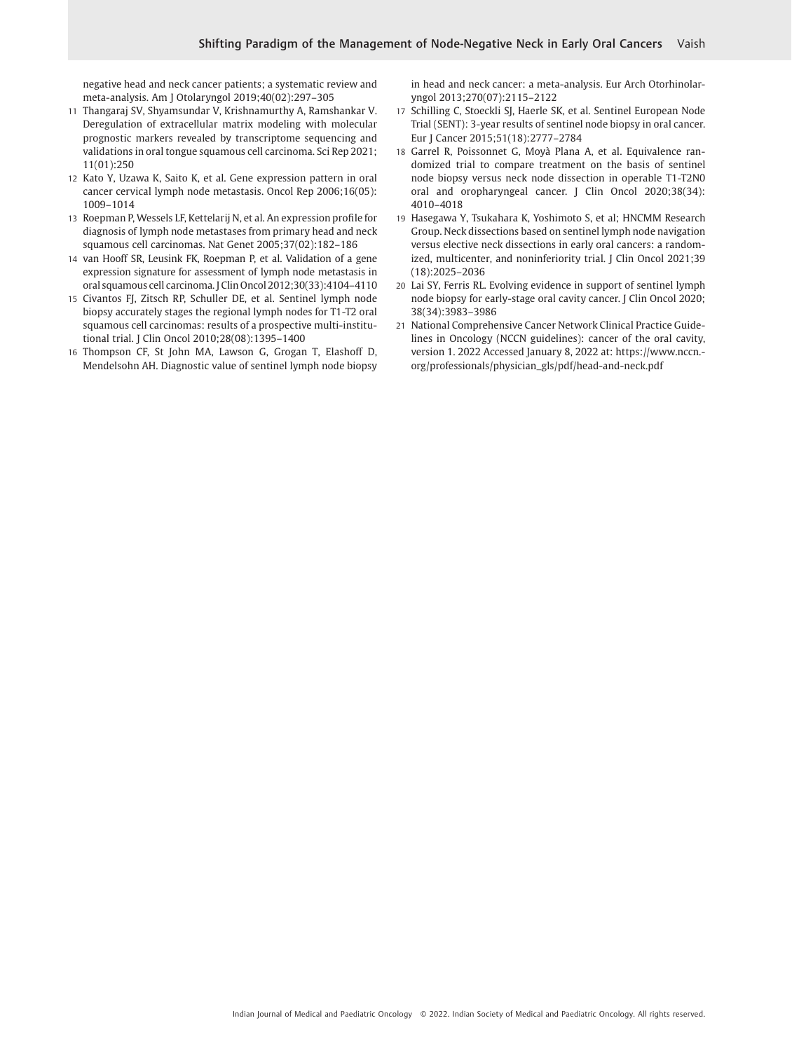negative head and neck cancer patients; a systematic review and meta-analysis. Am J Otolaryngol 2019;40(02):297–305

11 Thangaraj SV, Shyamsundar V, Krishnamurthy A, Ramshankar V. Deregulation of extracellular matrix modeling with molecular prognostic markers revealed by transcriptome sequencing and validations in oral tongue squamous cell carcinoma. Sci Rep 2021; 11(01):250

12 Kato Y, Uzawa K, Saito K, et al. Gene expression pattern in oral cancer cervical lymph node metastasis. Oncol Rep 2006;16(05): 1009–1014

13 Roepman P, Wessels LF, Kettelarij N, et al. An expression profile for diagnosis of lymph node metastases from primary head and neck squamous cell carcinomas. Nat Genet 2005;37(02):182–186

14 van Hooff SR, Leusink FK, Roepman P, et al. Validation of a gene expression signature for assessment of lymph node metastasis in oral squamous cell carcinoma. J Clin Oncol 2012;30(33):4104–4110

15 Civantos FJ, Zitsch RP, Schuller DE, et al. Sentinel lymph node biopsy accurately stages the regional lymph nodes for T1-T2 oral squamous cell carcinomas: results of a prospective multi-institutional trial. J Clin Oncol 2010;28(08):1395–1400

16 Thompson CF, St John MA, Lawson G, Grogan T, Elashoff D, Mendelsohn AH. Diagnostic value of sentinel lymph node biopsy in head and neck cancer: a meta-analysis. Eur Arch Otorhinolaryngol 2013;270(07):2115–2122

17 Schilling C, Stoeckli SJ, Haerle SK, et al. Sentinel European Node Trial (SENT): 3-year results of sentinel node biopsy in oral cancer. Eur J Cancer 2015;51(18):2777–2784

18 Garrel R, Poissonnet G, Moyà Plana A, et al. Equivalence randomized trial to compare treatment on the basis of sentinel node biopsy versus neck node dissection in operable T1-T2N0 oral and oropharyngeal cancer. J Clin Oncol 2020;38(34): 4010–4018

19 Hasegawa Y, Tsukahara K, Yoshimoto S, et al; HNCMM Research Group. Neck dissections based on sentinel lymph node navigation versus elective neck dissections in early oral cancers: a randomized, multicenter, and noninferiority trial. J Clin Oncol 2021;39 (18):2025–2036

20 Lai SY, Ferris RL. Evolving evidence in support of sentinel lymph node biopsy for early-stage oral cavity cancer. J Clin Oncol 2020; 38(34):3983–3986

21 National Comprehensive Cancer Network Clinical Practice Guidelines in Oncology (NCCN guidelines): cancer of the oral cavity, version 1. 2022 Accessed January 8, 2022 at: https://www.nccn.org/professionals/physician_gls/pdf/head-and-neck.pdf